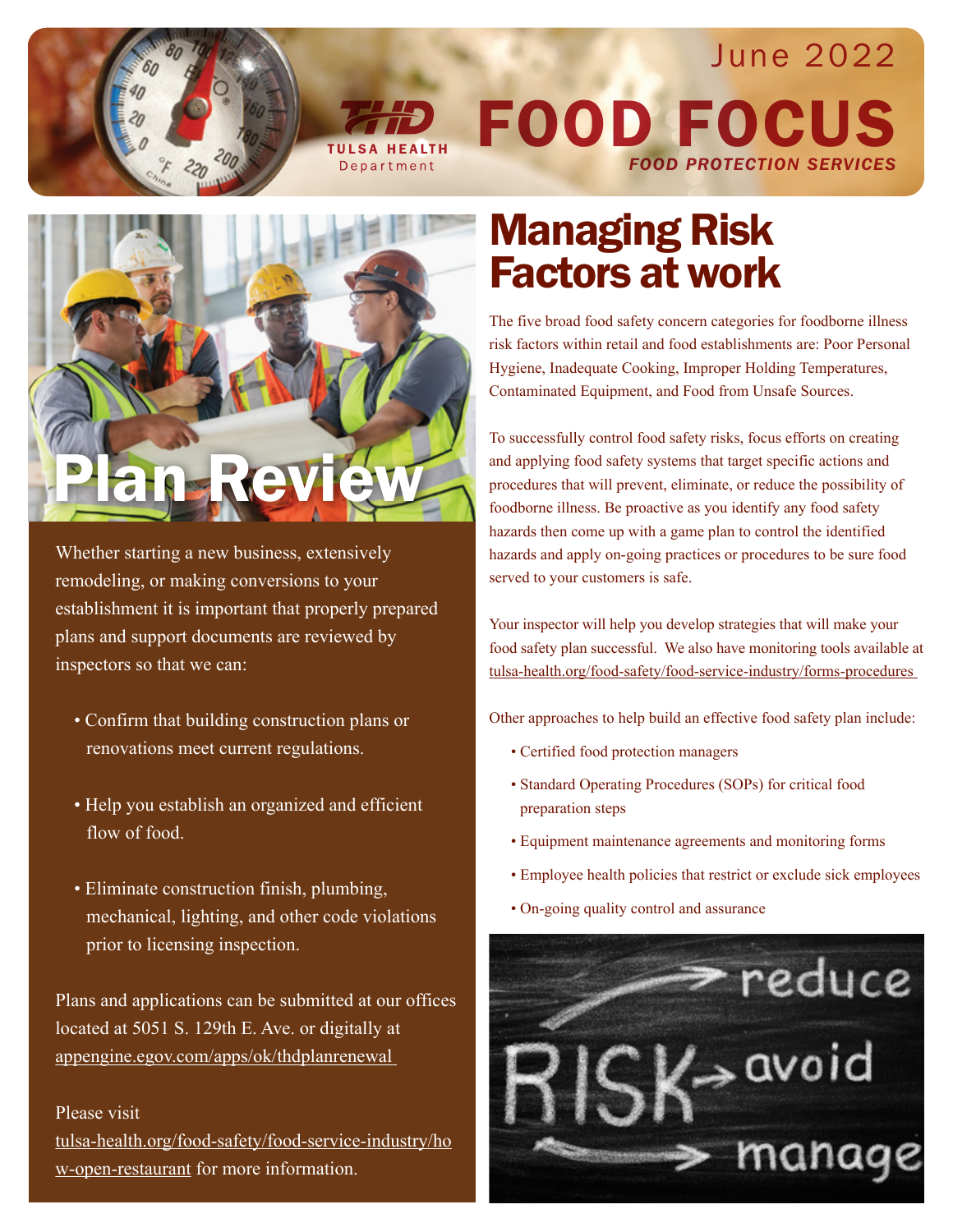June 2022

# FOOD FOCUS

*FOOD PROTECTION SERVICES*

TULSA HEALTH Department

## Plan Review

Whether starting a new business, extensively remodeling, or making conversions to your establishment it is important that properly prepared plans and support documents are reviewed by inspectors so that we can:

- Confirm that building construction plans or renovations meet current regulations.
- Help you establish an organized and efficient flow of food.
- Eliminate construction finish, plumbing, mechanical, lighting, and other code violations prior to licensing inspection.

Plans and applications can be submitted at our offices located at 5051 S. 129th E. Ave. or digitally at appengine.egov.com/apps/ok/thdplanrenewal

Please visit tulsa-health.org/food-safety/food-service-industry/how-open-restaurant for more information.

## Managing Risk Factors at work

The five broad food safety concern categories for foodborne illness risk factors within retail and food establishments are: Poor Personal Hygiene, Inadequate Cooking, Improper Holding Temperatures, Contaminated Equipment, and Food from Unsafe Sources.

To successfully control food safety risks, focus efforts on creating and applying food safety systems that target specific actions and procedures that will prevent, eliminate, or reduce the possibility of foodborne illness. Be proactive as you identify any food safety hazards then come up with a game plan to control the identified hazards and apply on-going practices or procedures to be sure food served to your customers is safe.

Your inspector will help you develop strategies that will make your food safety plan successful. We also have monitoring tools available at tulsa-health.org/food-safety/food-service-industry/forms-procedures

Other approaches to help build an effective food safety plan include:

- Certified food protection managers
- Standard Operating Procedures (SOPs) for critical food preparation steps
- Equipment maintenance agreements and monitoring forms
- Employee health policies that restrict or exclude sick employees
- On-going quality control and assurance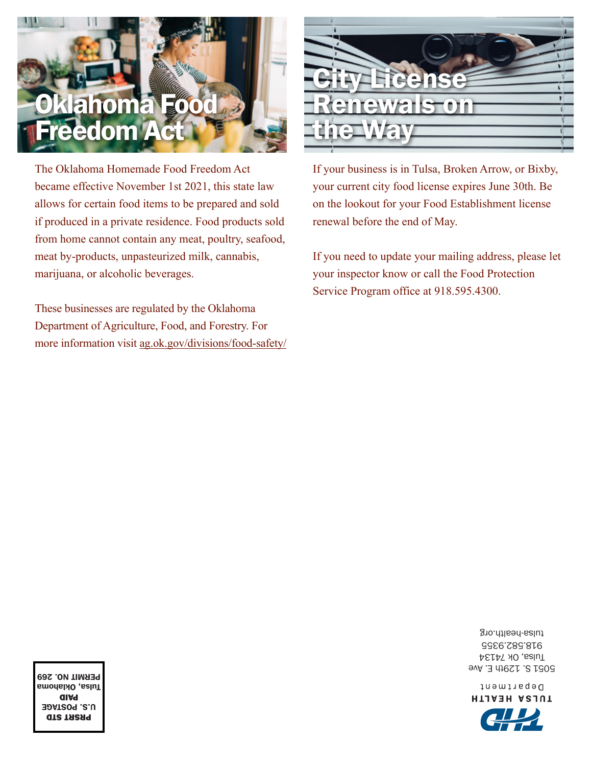## Oklahoma Food Freedom Act

The Oklahoma Homemade Food Freedom Act became effective November 1st 2021, this state law allows for certain food items to be prepared and sold if produced in a private residence. Food products sold from home cannot contain any meat, poultry, seafood, meat by-products, unpasteurized milk, cannabis, marijuana, or alcoholic beverages.

These businesses are regulated by the Oklahoma Department of Agriculture, Food, and Forestry. For more information visit ag.ok.gov/divisions/food-safety/

## City License Renewals on the Way

If your business is in Tulsa, Broken Arrow, or Bixby, your current city food license expires June 30th. Be on the lookout for your Food Establishment license renewal before the end of May.

If you need to update your mailing address, please let your inspector know or call the Food Protection Service Program office at 918.595.4300.

TULSA HEALTH
Department
5051 S. 129th E. Ave
Tulsa, OK 74134
918.582.9355
tulsa-health.org

PRSRT STD
U.S. POSTAGE
PAID
Tulsa, Oklahoma
PERMIT NO. 269